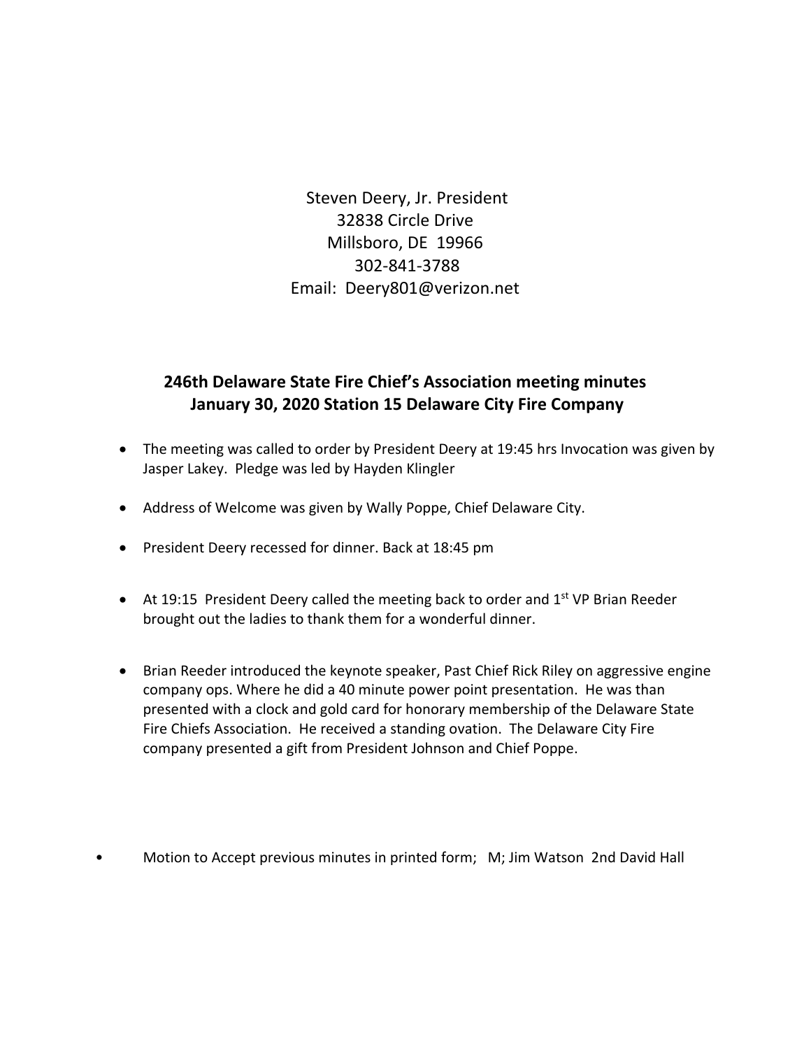Steven Deery, Jr. President
32838 Circle Drive
Millsboro, DE 19966
302-841-3788
Email: Deery801@verizon.net

**246th Delaware State Fire Chief's Association meeting minutes**
**January 30, 2020 Station 15 Delaware City Fire Company**

- The meeting was called to order by President Deery at 19:45 hrs Invocation was given by Jasper Lakey. Pledge was led by Hayden Klingler

- Address of Welcome was given by Wally Poppe, Chief Delaware City.

- President Deery recessed for dinner. Back at 18:45 pm

- At 19:15 President Deery called the meeting back to order and 1st VP Brian Reeder brought out the ladies to thank them for a wonderful dinner.

- Brian Reeder introduced the keynote speaker, Past Chief Rick Riley on aggressive engine company ops. Where he did a 40 minute power point presentation. He was than presented with a clock and gold card for honorary membership of the Delaware State Fire Chiefs Association. He received a standing ovation. The Delaware City Fire company presented a gift from President Johnson and Chief Poppe.

- Motion to Accept previous minutes in printed form; M; Jim Watson 2nd David Hall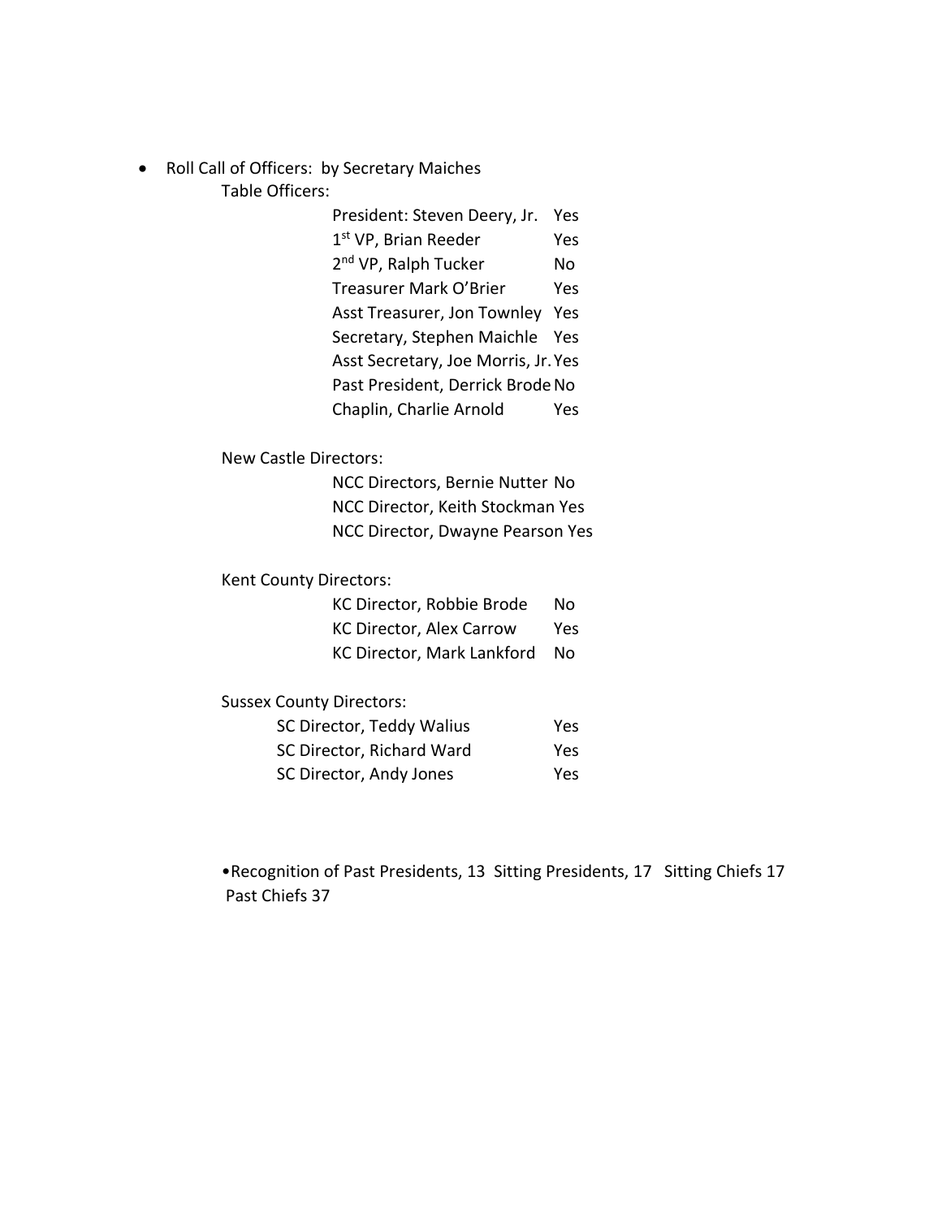- Roll Call of Officers: by Secretary Maiches

  Table Officers:

  | | |
  |---|---|
  | President: Steven Deery, Jr. | Yes |
  | 1st VP, Brian Reeder | Yes |
  | 2nd VP, Ralph Tucker | No |
  | Treasurer Mark O'Brier | Yes |
  | Asst Treasurer, Jon Townley | Yes |
  | Secretary, Stephen Maichle | Yes |
  | Asst Secretary, Joe Morris, Jr. | Yes |
  | Past President, Derrick Brode | No |
  | Chaplin, Charlie Arnold | Yes |

  New Castle Directors:

  | | |
  |---|---|
  | NCC Directors, Bernie Nutter | No |
  | NCC Director, Keith Stockman | Yes |
  | NCC Director, Dwayne Pearson | Yes |

  Kent County Directors:

  | | |
  |---|---|
  | KC Director, Robbie Brode | No |
  | KC Director, Alex Carrow | Yes |
  | KC Director, Mark Lankford | No |

  Sussex County Directors:

  | | |
  |---|---|
  | SC Director, Teddy Walius | Yes |
  | SC Director, Richard Ward | Yes |
  | SC Director, Andy Jones | Yes |

- Recognition of Past Presidents, 13 Sitting Presidents, 17 Sitting Chiefs 17 Past Chiefs 37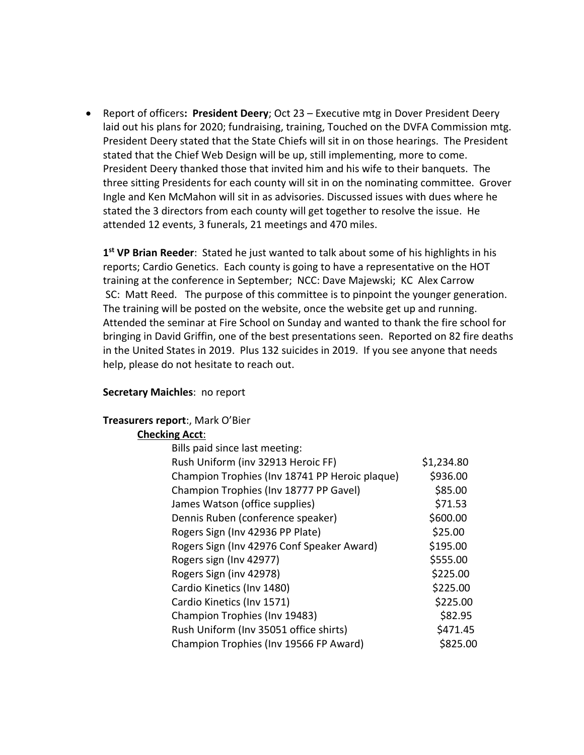- Report of officers**: President Deery**; Oct 23 – Executive mtg in Dover President Deery laid out his plans for 2020; fundraising, training, Touched on the DVFA Commission mtg. President Deery stated that the State Chiefs will sit in on those hearings. The President stated that the Chief Web Design will be up, still implementing, more to come. President Deery thanked those that invited him and his wife to their banquets. The three sitting Presidents for each county will sit in on the nominating committee. Grover Ingle and Ken McMahon will sit in as advisories. Discussed issues with dues where he stated the 3 directors from each county will get together to resolve the issue. He attended 12 events, 3 funerals, 21 meetings and 470 miles.

  **1st VP Brian Reeder**: Stated he just wanted to talk about some of his highlights in his reports; Cardio Genetics. Each county is going to have a representative on the HOT training at the conference in September; NCC: Dave Majewski; KC Alex Carrow SC: Matt Reed. The purpose of this committee is to pinpoint the younger generation. The training will be posted on the website, once the website get up and running. Attended the seminar at Fire School on Sunday and wanted to thank the fire school for bringing in David Griffin, one of the best presentations seen. Reported on 82 fire deaths in the United States in 2019. Plus 132 suicides in 2019. If you see anyone that needs help, please do not hesitate to reach out.

  **Secretary Maichles**: no report

  **Treasurers report**:, Mark O'Bier

  **Checking Acct**:

  Bills paid since last meeting:

| | |
|---|---|
| Rush Uniform (inv 32913 Heroic FF) | $1,234.80 |
| Champion Trophies (Inv 18741 PP Heroic plaque) | $936.00 |
| Champion Trophies (Inv 18777 PP Gavel) | $85.00 |
| James Watson (office supplies) | $71.53 |
| Dennis Ruben (conference speaker) | $600.00 |
| Rogers Sign (Inv 42936 PP Plate) | $25.00 |
| Rogers Sign (Inv 42976 Conf Speaker Award) | $195.00 |
| Rogers sign (Inv 42977) | $555.00 |
| Rogers Sign (inv 42978) | $225.00 |
| Cardio Kinetics (Inv 1480) | $225.00 |
| Cardio Kinetics (Inv 1571) | $225.00 |
| Champion Trophies (Inv 19483) | $82.95 |
| Rush Uniform (Inv 35051 office shirts) | $471.45 |
| Champion Trophies (Inv 19566 FP Award) | $825.00 |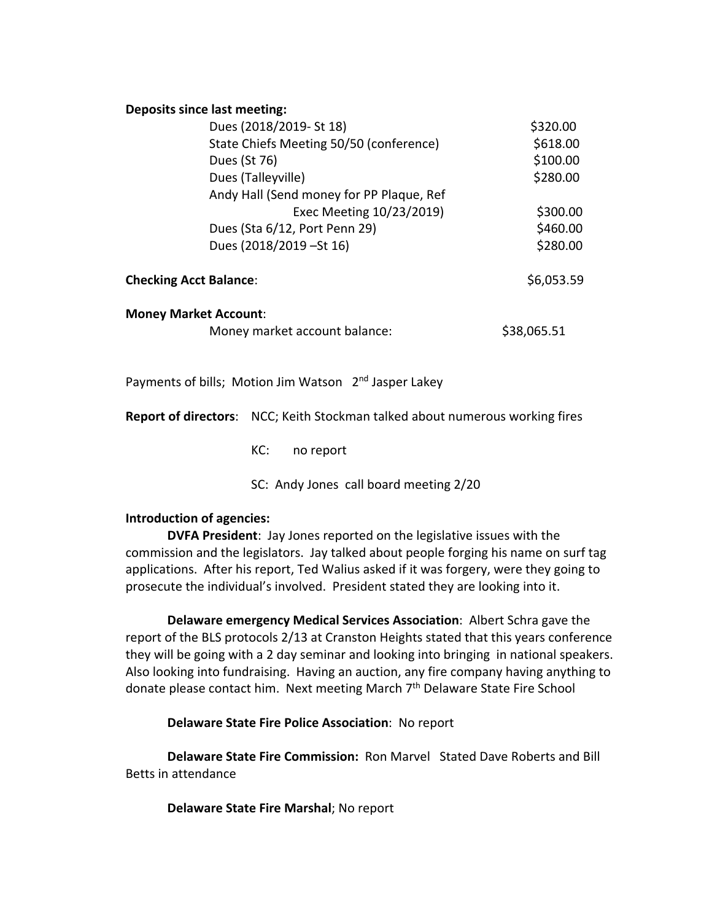**Deposits since last meeting:**

| | |
|---|---|
| Dues (2018/2019- St 18) | $320.00 |
| State Chiefs Meeting 50/50 (conference) | $618.00 |
| Dues (St 76) | $100.00 |
| Dues (Talleyville) | $280.00 |
| Andy Hall (Send money for PP Plaque, Ref Exec Meeting 10/23/2019) | $300.00 |
| Dues (Sta 6/12, Port Penn 29) | $460.00 |
| Dues (2018/2019 –St 16) | $280.00 |

**Checking Acct Balance**: $6,053.59

**Money Market Account**:

Money market account balance: $38,065.51

Payments of bills; Motion Jim Watson 2nd Jasper Lakey

**Report of directors**: NCC; Keith Stockman talked about numerous working fires

KC: no report

SC: Andy Jones call board meeting 2/20

**Introduction of agencies:**

**DVFA President**: Jay Jones reported on the legislative issues with the commission and the legislators. Jay talked about people forging his name on surf tag applications. After his report, Ted Walius asked if it was forgery, were they going to prosecute the individual's involved. President stated they are looking into it.

**Delaware emergency Medical Services Association**: Albert Schra gave the report of the BLS protocols 2/13 at Cranston Heights stated that this years conference they will be going with a 2 day seminar and looking into bringing in national speakers. Also looking into fundraising. Having an auction, any fire company having anything to donate please contact him. Next meeting March 7th Delaware State Fire School

**Delaware State Fire Police Association**: No report

**Delaware State Fire Commission:** Ron Marvel Stated Dave Roberts and Bill Betts in attendance

**Delaware State Fire Marshal**; No report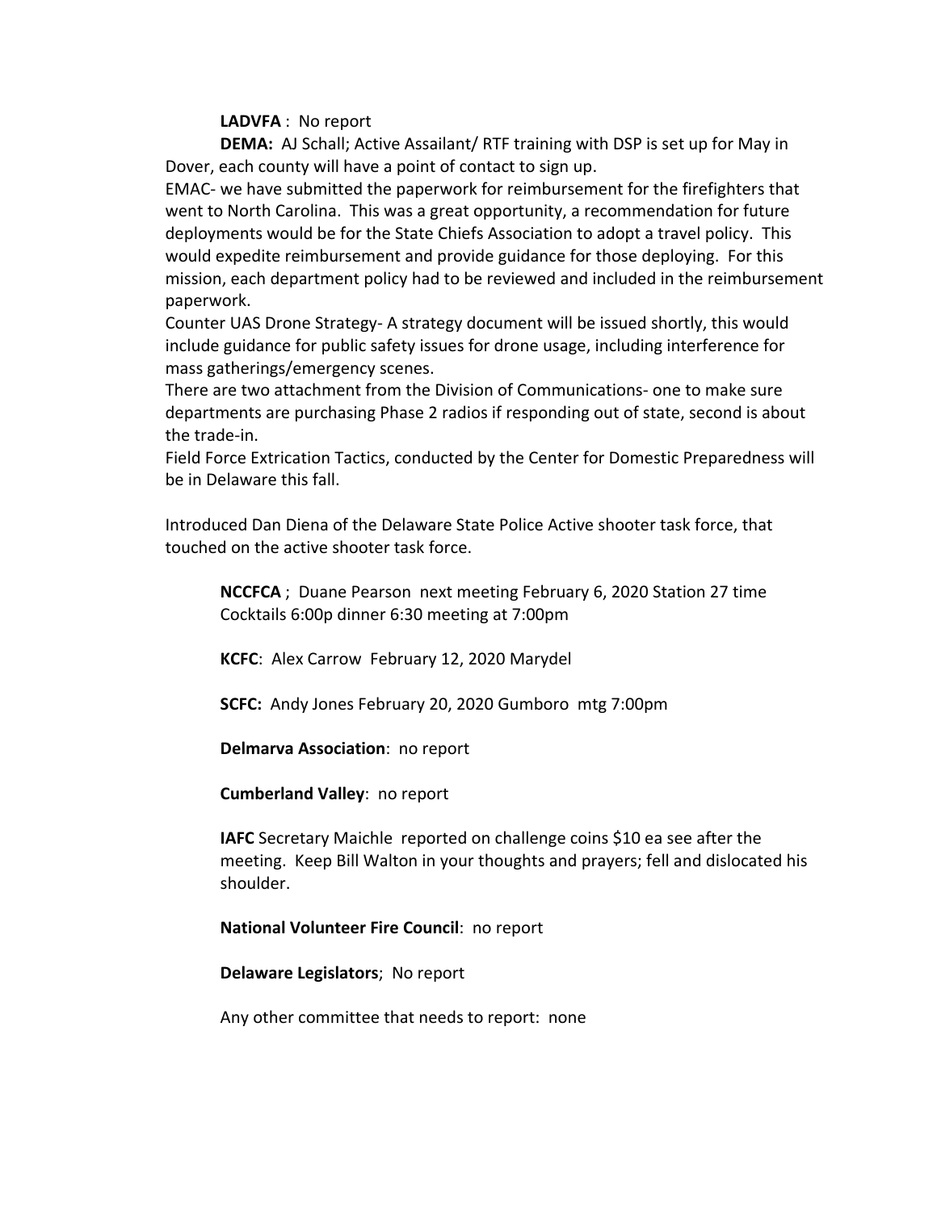**LADVFA** : No report

**DEMA:** AJ Schall; Active Assailant/ RTF training with DSP is set up for May in Dover, each county will have a point of contact to sign up.

EMAC- we have submitted the paperwork for reimbursement for the firefighters that went to North Carolina. This was a great opportunity, a recommendation for future deployments would be for the State Chiefs Association to adopt a travel policy. This would expedite reimbursement and provide guidance for those deploying. For this mission, each department policy had to be reviewed and included in the reimbursement paperwork.

Counter UAS Drone Strategy- A strategy document will be issued shortly, this would include guidance for public safety issues for drone usage, including interference for mass gatherings/emergency scenes.

There are two attachment from the Division of Communications- one to make sure departments are purchasing Phase 2 radios if responding out of state, second is about the trade-in.

Field Force Extrication Tactics, conducted by the Center for Domestic Preparedness will be in Delaware this fall.

Introduced Dan Diena of the Delaware State Police Active shooter task force, that touched on the active shooter task force.

**NCCFCA** ; Duane Pearson next meeting February 6, 2020 Station 27 time Cocktails 6:00p dinner 6:30 meeting at 7:00pm

**KCFC**: Alex Carrow February 12, 2020 Marydel

**SCFC:** Andy Jones February 20, 2020 Gumboro mtg 7:00pm

**Delmarva Association**: no report

**Cumberland Valley**: no report

**IAFC** Secretary Maichle reported on challenge coins $10 ea see after the meeting. Keep Bill Walton in your thoughts and prayers; fell and dislocated his shoulder.

**National Volunteer Fire Council**: no report

**Delaware Legislators**; No report

Any other committee that needs to report: none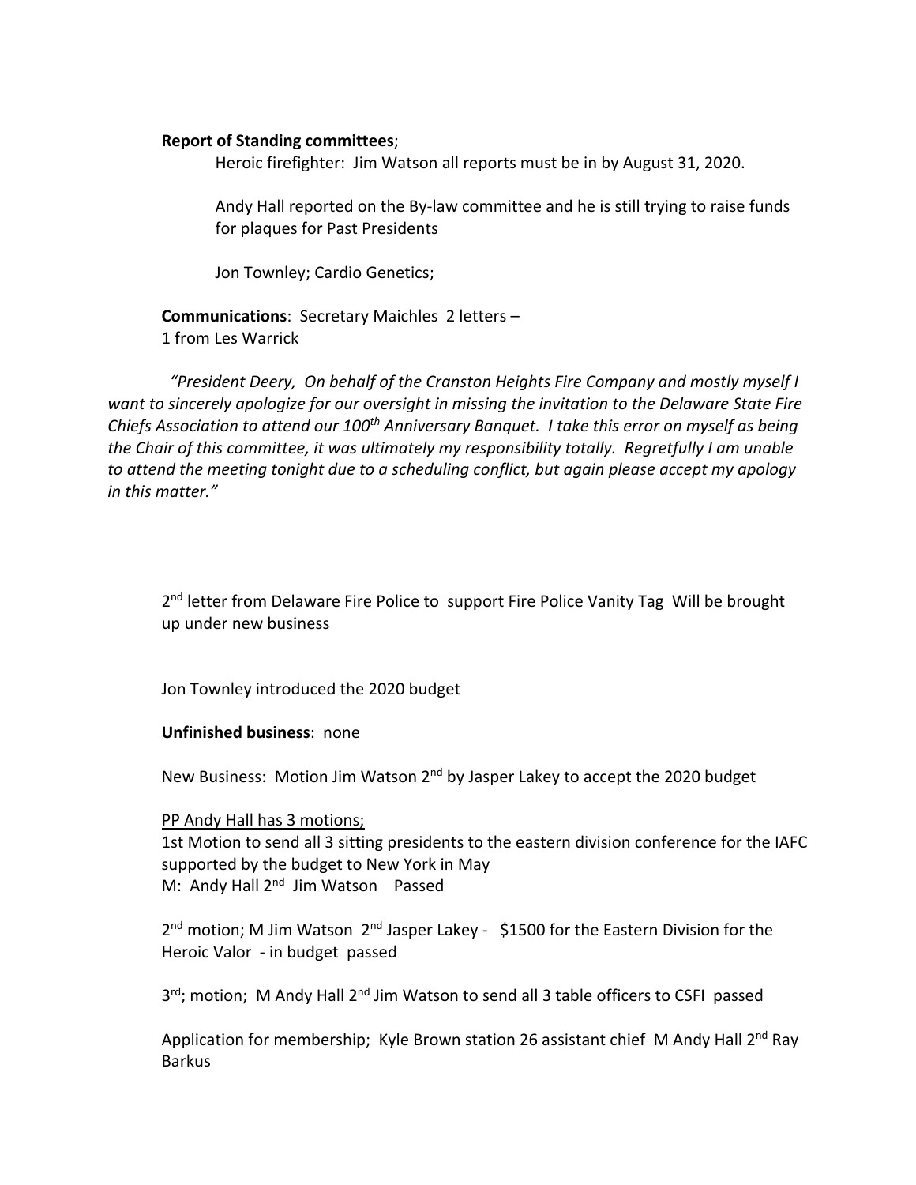**Report of Standing committees**;

Heroic firefighter: Jim Watson all reports must be in by August 31, 2020.

Andy Hall reported on the By-law committee and he is still trying to raise funds for plaques for Past Presidents

Jon Townley; Cardio Genetics;

**Communications**: Secretary Maichles 2 letters –
1 from Les Warrick

*"President Deery, On behalf of the Cranston Heights Fire Company and mostly myself I want to sincerely apologize for our oversight in missing the invitation to the Delaware State Fire Chiefs Association to attend our 100th Anniversary Banquet. I take this error on myself as being the Chair of this committee, it was ultimately my responsibility totally. Regretfully I am unable to attend the meeting tonight due to a scheduling conflict, but again please accept my apology in this matter."*

2nd letter from Delaware Fire Police to support Fire Police Vanity Tag Will be brought up under new business

Jon Townley introduced the 2020 budget

**Unfinished business**: none

New Business: Motion Jim Watson 2nd by Jasper Lakey to accept the 2020 budget

<u>PP Andy Hall has 3 motions;</u>
1st Motion to send all 3 sitting presidents to the eastern division conference for the IAFC supported by the budget to New York in May
M: Andy Hall 2nd Jim Watson Passed

2nd motion; M Jim Watson 2nd Jasper Lakey - $1500 for the Eastern Division for the Heroic Valor - in budget passed

3rd; motion; M Andy Hall 2nd Jim Watson to send all 3 table officers to CSFI passed

Application for membership; Kyle Brown station 26 assistant chief M Andy Hall 2nd Ray Barkus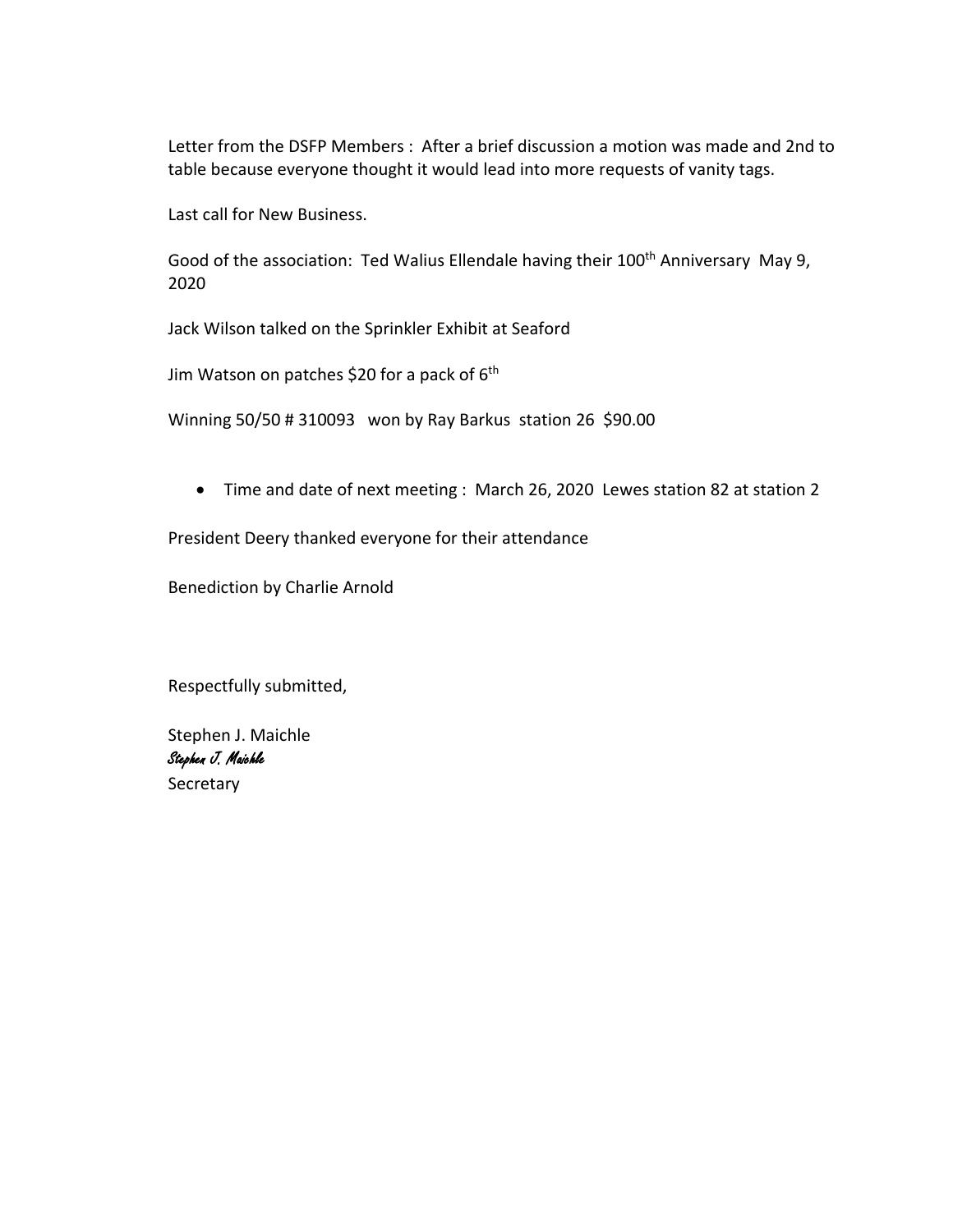Letter from the DSFP Members : After a brief discussion a motion was made and 2nd to table because everyone thought it would lead into more requests of vanity tags.

Last call for New Business.

Good of the association: Ted Walius Ellendale having their 100th Anniversary May 9, 2020

Jack Wilson talked on the Sprinkler Exhibit at Seaford

Jim Watson on patches $20 for a pack of 6th

Winning 50/50 # 310093 won by Ray Barkus station 26 $90.00

- Time and date of next meeting : March 26, 2020 Lewes station 82 at station 2

President Deery thanked everyone for their attendance

Benediction by Charlie Arnold

Respectfully submitted,

Stephen J. Maichle
*Stephen J. Maichle*
Secretary